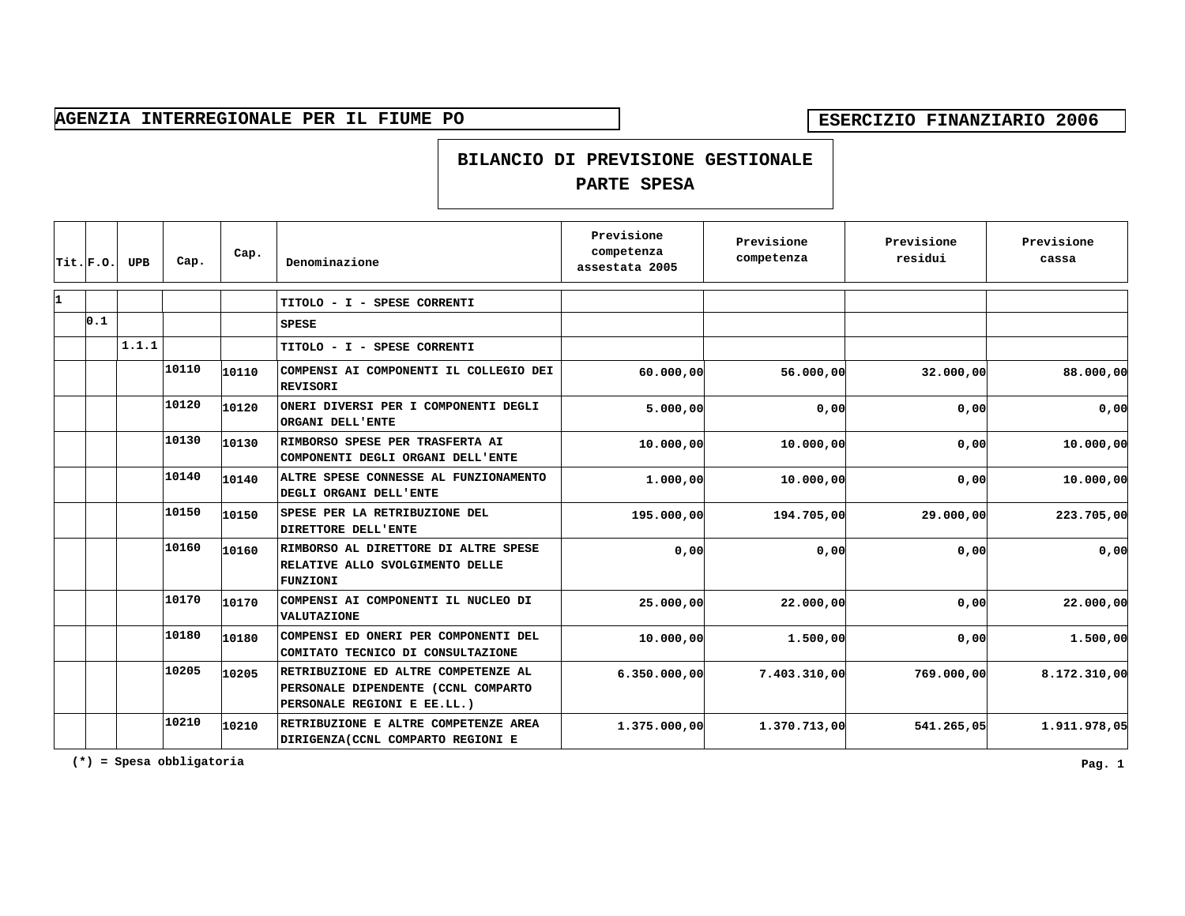**AGENZIA INTERREGIONALE PER IL FIUME PO**

**ESERCIZIO FINANZIARIO 2006**

# BILANCIO DI PREVISIONE GESTIONALE
## PARTE SPESA

| Tit. | F.O. | UPB | Cap. | Cap. | Denominazione | Previsione competenza assestata 2005 | Previsione competenza | Previsione residui | Previsione cassa |
|---|---|---|---|---|---|---|---|---|---|
| 1 | | | | | TITOLO - I - SPESE CORRENTI | | | | |
| | 0.1 | | | | SPESE | | | | |
| | | 1.1.1 | | | TITOLO - I - SPESE CORRENTI | | | | |
| | | | 10110 | 10110 | COMPENSI AI COMPONENTI IL COLLEGIO DEI REVISORI | 60.000,00 | 56.000,00 | 32.000,00 | 88.000,00 |
| | | | 10120 | 10120 | ONERI DIVERSI PER I COMPONENTI DEGLI ORGANI DELL'ENTE | 5.000,00 | 0,00 | 0,00 | 0,00 |
| | | | 10130 | 10130 | RIMBORSO SPESE PER TRASFERTA AI COMPONENTI DEGLI ORGANI DELL'ENTE | 10.000,00 | 10.000,00 | 0,00 | 10.000,00 |
| | | | 10140 | 10140 | ALTRE SPESE CONNESSE AL FUNZIONAMENTO DEGLI ORGANI DELL'ENTE | 1.000,00 | 10.000,00 | 0,00 | 10.000,00 |
| | | | 10150 | 10150 | SPESE PER LA RETRIBUZIONE DEL DIRETTORE DELL'ENTE | 195.000,00 | 194.705,00 | 29.000,00 | 223.705,00 |
| | | | 10160 | 10160 | RIMBORSO AL DIRETTORE DI ALTRE SPESE RELATIVE ALLO SVOLGIMENTO DELLE FUNZIONI | 0,00 | 0,00 | 0,00 | 0,00 |
| | | | 10170 | 10170 | COMPENSI AI COMPONENTI IL NUCLEO DI VALUTAZIONE | 25.000,00 | 22.000,00 | 0,00 | 22.000,00 |
| | | | 10180 | 10180 | COMPENSI ED ONERI PER COMPONENTI DEL COMITATO TECNICO DI CONSULTAZIONE | 10.000,00 | 1.500,00 | 0,00 | 1.500,00 |
| | | | 10205 | 10205 | RETRIBUZIONE ED ALTRE COMPETENZE AL PERSONALE DIPENDENTE (CCNL COMPARTO PERSONALE REGIONI E EE.LL.) | 6.350.000,00 | 7.403.310,00 | 769.000,00 | 8.172.310,00 |
| | | | 10210 | 10210 | RETRIBUZIONE E ALTRE COMPETENZE AREA DIRIGENZA(CCNL COMPARTO REGIONI E | 1.375.000,00 | 1.370.713,00 | 541.265,05 | 1.911.978,05 |

(*) = Spesa obbligatoria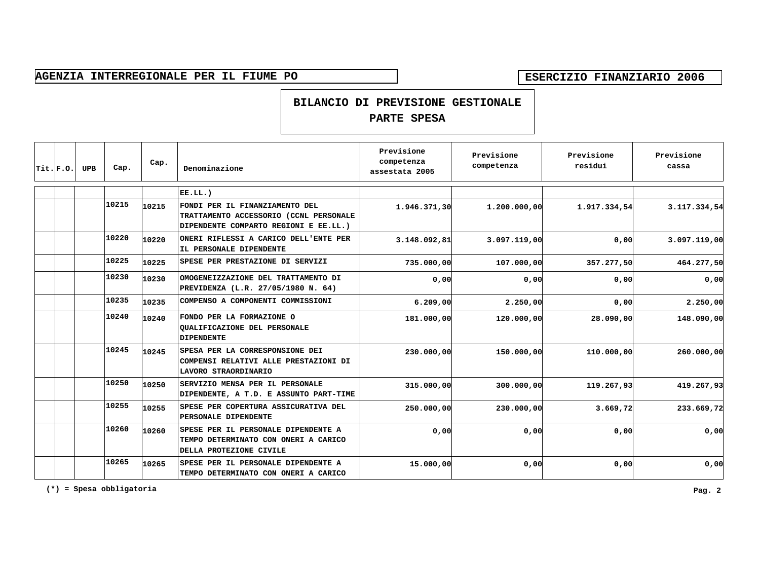AGENZIA INTERREGIONALE PER IL FIUME PO

ESERCIZIO FINANZIARIO 2006

## BILANCIO DI PREVISIONE GESTIONALE
## PARTE SPESA

| Tit. | F.O. | UPB | Cap. | Cap. | Denominazione | Previsione competenza assestata 2005 | Previsione competenza | Previsione residui | Previsione cassa |
|---|---|---|---|---|---|---|---|---|---|
| | | | | | EE.LL.) | | | | |
| | | | 10215 | 10215 | FONDI PER IL FINANZIAMENTO DEL TRATTAMENTO ACCESSORIO (CCNL PERSONALE DIPENDENTE COMPARTO REGIONI E EE.LL.) | 1.946.371,30 | 1.200.000,00 | 1.917.334,54 | 3.117.334,54 |
| | | | 10220 | 10220 | ONERI RIFLESSI A CARICO DELL'ENTE PER IL PERSONALE DIPENDENTE | 3.148.092,81 | 3.097.119,00 | 0,00 | 3.097.119,00 |
| | | | 10225 | 10225 | SPESE PER PRESTAZIONE DI SERVIZI | 735.000,00 | 107.000,00 | 357.277,50 | 464.277,50 |
| | | | 10230 | 10230 | OMOGENEIZZAZIONE DEL TRATTAMENTO DI PREVIDENZA (L.R. 27/05/1980 N. 64) | 0,00 | 0,00 | 0,00 | 0,00 |
| | | | 10235 | 10235 | COMPENSO A COMPONENTI COMMISSIONI | 6.209,00 | 2.250,00 | 0,00 | 2.250,00 |
| | | | 10240 | 10240 | FONDO PER LA FORMAZIONE O QUALIFICAZIONE DEL PERSONALE DIPENDENTE | 181.000,00 | 120.000,00 | 28.090,00 | 148.090,00 |
| | | | 10245 | 10245 | SPESA PER LA CORRESPONSIONE DEI COMPENSI RELATIVI ALLE PRESTAZIONI DI LAVORO STRAORDINARIO | 230.000,00 | 150.000,00 | 110.000,00 | 260.000,00 |
| | | | 10250 | 10250 | SERVIZIO MENSA PER IL PERSONALE DIPENDENTE, A T.D. E ASSUNTO PART-TIME | 315.000,00 | 300.000,00 | 119.267,93 | 419.267,93 |
| | | | 10255 | 10255 | SPESE PER COPERTURA ASSICURATIVA DEL PERSONALE DIPENDENTE | 250.000,00 | 230.000,00 | 3.669,72 | 233.669,72 |
| | | | 10260 | 10260 | SPESE PER IL PERSONALE DIPENDENTE A TEMPO DETERMINATO CON ONERI A CARICO DELLA PROTEZIONE CIVILE | 0,00 | 0,00 | 0,00 | 0,00 |
| | | | 10265 | 10265 | SPESE PER IL PERSONALE DIPENDENTE A TEMPO DETERMINATO CON ONERI A CARICO | 15.000,00 | 0,00 | 0,00 | 0,00 |

(*) = Spesa obbligatoria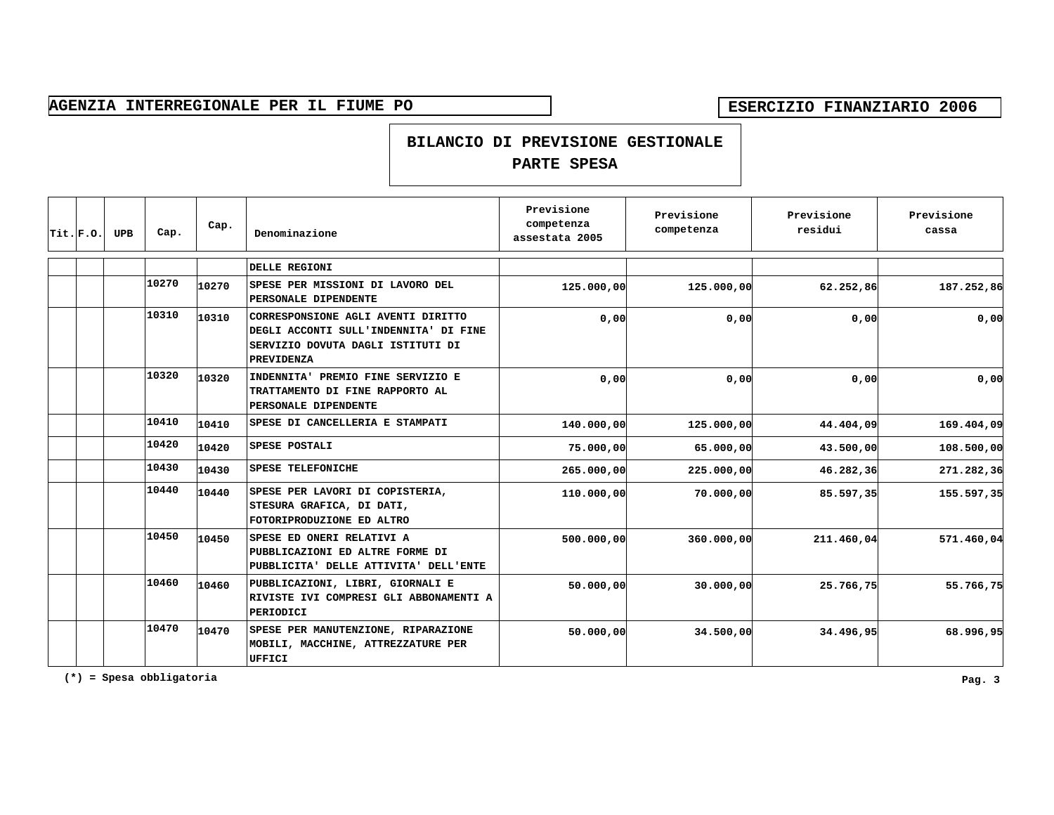AGENZIA INTERREGIONALE PER IL FIUME PO

ESERCIZIO FINANZIARIO 2006

## BILANCIO DI PREVISIONE GESTIONALE
## PARTE SPESA

| Tit. | F.O. | UPB | Cap. | Cap. | Denominazione | Previsione competenza assestata 2005 | Previsione competenza | Previsione residui | Previsione cassa |
|---|---|---|---|---|---|---|---|---|---|
| | | | | | DELLE REGIONI | | | | |
| | | | 10270 | 10270 | SPESE PER MISSIONI DI LAVORO DEL PERSONALE DIPENDENTE | 125.000,00 | 125.000,00 | 62.252,86 | 187.252,86 |
| | | | 10310 | 10310 | CORRESPONSIONE AGLI AVENTI DIRITTO DEGLI ACCONTI SULL'INDENNITA' DI FINE SERVIZIO DOVUTA DAGLI ISTITUTI DI PREVIDENZA | 0,00 | 0,00 | 0,00 | 0,00 |
| | | | 10320 | 10320 | INDENNITA' PREMIO FINE SERVIZIO E TRATTAMENTO DI FINE RAPPORTO AL PERSONALE DIPENDENTE | 0,00 | 0,00 | 0,00 | 0,00 |
| | | | 10410 | 10410 | SPESE DI CANCELLERIA E STAMPATI | 140.000,00 | 125.000,00 | 44.404,09 | 169.404,09 |
| | | | 10420 | 10420 | SPESE POSTALI | 75.000,00 | 65.000,00 | 43.500,00 | 108.500,00 |
| | | | 10430 | 10430 | SPESE TELEFONICHE | 265.000,00 | 225.000,00 | 46.282,36 | 271.282,36 |
| | | | 10440 | 10440 | SPESE PER LAVORI DI COPISTERIA, STESURA GRAFICA, DI DATI, FOTORIPRODUZIONE ED ALTRO | 110.000,00 | 70.000,00 | 85.597,35 | 155.597,35 |
| | | | 10450 | 10450 | SPESE ED ONERI RELATIVI A PUBBLICAZIONI ED ALTRE FORME DI PUBBLICITA' DELLE ATTIVITA' DELL'ENTE | 500.000,00 | 360.000,00 | 211.460,04 | 571.460,04 |
| | | | 10460 | 10460 | PUBBLICAZIONI, LIBRI, GIORNALI E RIVISTE IVI COMPRESI GLI ABBONAMENTI A PERIODICI | 50.000,00 | 30.000,00 | 25.766,75 | 55.766,75 |
| | | | 10470 | 10470 | SPESE PER MANUTENZIONE, RIPARAZIONE MOBILI, MACCHINE, ATTREZZATURE PER UFFICI | 50.000,00 | 34.500,00 | 34.496,95 | 68.996,95 |

(*) = Spesa obbligatoria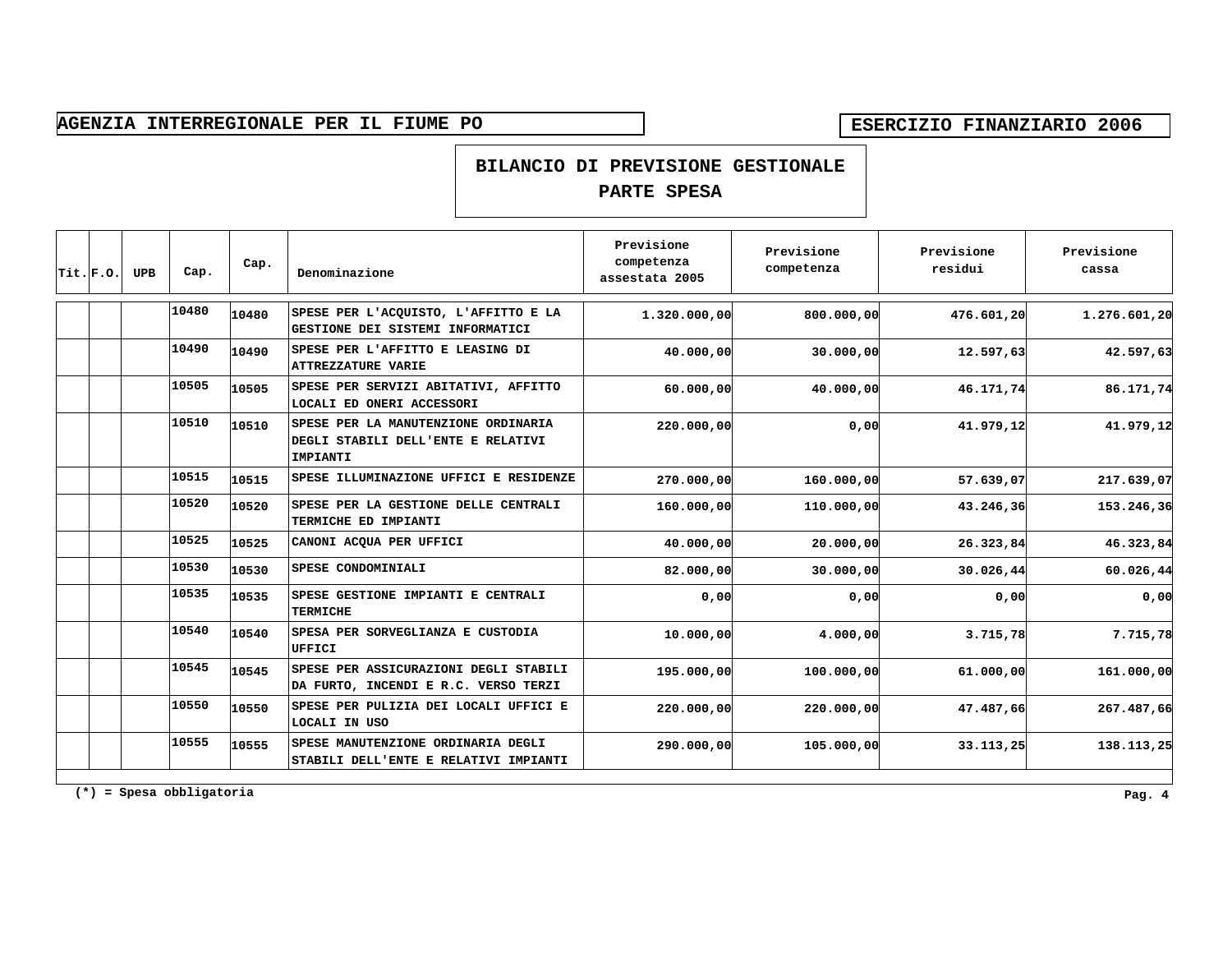**AGENZIA INTERREGIONALE PER IL FIUME PO**

**ESERCIZIO FINANZIARIO 2006**

## BILANCIO DI PREVISIONE GESTIONALE
## PARTE SPESA

| Tit. | F.O. | UPB | Cap. | Cap. | Denominazione | Previsione competenza assestata 2005 | Previsione competenza | Previsione residui | Previsione cassa |
|---|---|---|---|---|---|---|---|---|---|
| | | | 10480 | 10480 | SPESE PER L'ACQUISTO, L'AFFITTO E LA GESTIONE DEI SISTEMI INFORMATICI | 1.320.000,00 | 800.000,00 | 476.601,20 | 1.276.601,20 |
| | | | 10490 | 10490 | SPESE PER L'AFFITTO E LEASING DI ATTREZZATURE VARIE | 40.000,00 | 30.000,00 | 12.597,63 | 42.597,63 |
| | | | 10505 | 10505 | SPESE PER SERVIZI ABITATIVI, AFFITTO LOCALI ED ONERI ACCESSORI | 60.000,00 | 40.000,00 | 46.171,74 | 86.171,74 |
| | | | 10510 | 10510 | SPESE PER LA MANUTENZIONE ORDINARIA DEGLI STABILI DELL'ENTE E RELATIVI IMPIANTI | 220.000,00 | 0,00 | 41.979,12 | 41.979,12 |
| | | | 10515 | 10515 | SPESE ILLUMINAZIONE UFFICI E RESIDENZE | 270.000,00 | 160.000,00 | 57.639,07 | 217.639,07 |
| | | | 10520 | 10520 | SPESE PER LA GESTIONE DELLE CENTRALI TERMICHE ED IMPIANTI | 160.000,00 | 110.000,00 | 43.246,36 | 153.246,36 |
| | | | 10525 | 10525 | CANONI ACQUA PER UFFICI | 40.000,00 | 20.000,00 | 26.323,84 | 46.323,84 |
| | | | 10530 | 10530 | SPESE CONDOMINIALI | 82.000,00 | 30.000,00 | 30.026,44 | 60.026,44 |
| | | | 10535 | 10535 | SPESE GESTIONE IMPIANTI E CENTRALI TERMICHE | 0,00 | 0,00 | 0,00 | 0,00 |
| | | | 10540 | 10540 | SPESA PER SORVEGLIANZA E CUSTODIA UFFICI | 10.000,00 | 4.000,00 | 3.715,78 | 7.715,78 |
| | | | 10545 | 10545 | SPESE PER ASSICURAZIONI DEGLI STABILI DA FURTO, INCENDI E R.C. VERSO TERZI | 195.000,00 | 100.000,00 | 61.000,00 | 161.000,00 |
| | | | 10550 | 10550 | SPESE PER PULIZIA DEI LOCALI UFFICI E LOCALI IN USO | 220.000,00 | 220.000,00 | 47.487,66 | 267.487,66 |
| | | | 10555 | 10555 | SPESE MANUTENZIONE ORDINARIA DEGLI STABILI DELL'ENTE E RELATIVI IMPIANTI | 290.000,00 | 105.000,00 | 33.113,25 | 138.113,25 |

(*) = Spesa obbligatoria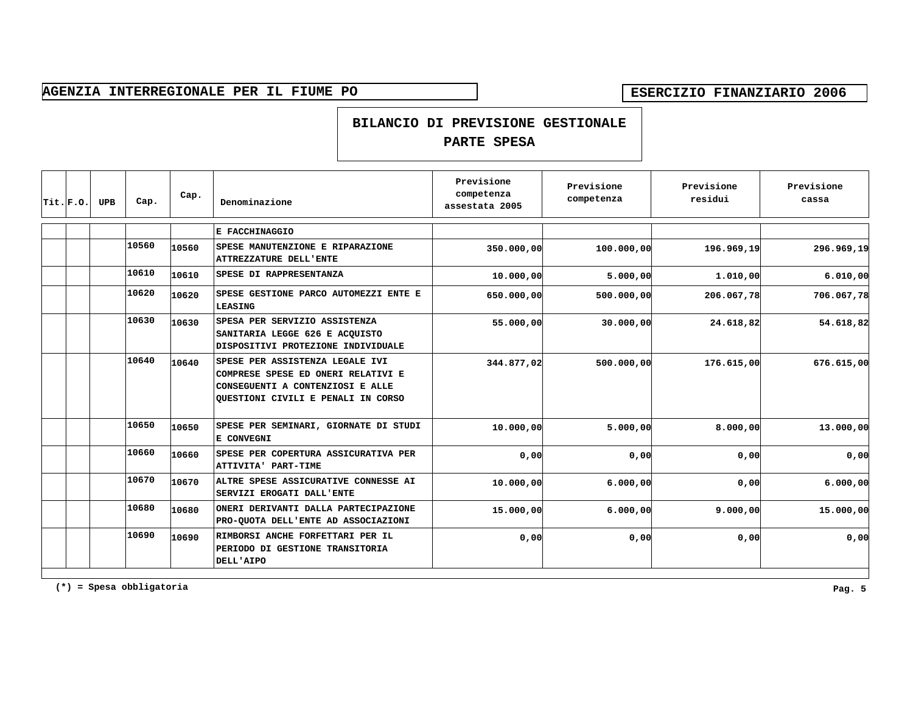AGENZIA INTERREGIONALE PER IL FIUME PO

ESERCIZIO FINANZIARIO 2006

## BILANCIO DI PREVISIONE GESTIONALE
## PARTE SPESA

| Tit. | F.O. | UPB | Cap. | Cap. | Denominazione | Previsione competenza assestata 2005 | Previsione competenza | Previsione residui | Previsione cassa |
|---|---|---|---|---|---|---|---|---|---|
| | | | | | E FACCHINAGGIO | | | | |
| | | | 10560 | 10560 | SPESE MANUTENZIONE E RIPARAZIONE ATTREZZATURE DELL'ENTE | 350.000,00 | 100.000,00 | 196.969,19 | 296.969,19 |
| | | | 10610 | 10610 | SPESE DI RAPPRESENTANZA | 10.000,00 | 5.000,00 | 1.010,00 | 6.010,00 |
| | | | 10620 | 10620 | SPESE GESTIONE PARCO AUTOMEZZI ENTE E LEASING | 650.000,00 | 500.000,00 | 206.067,78 | 706.067,78 |
| | | | 10630 | 10630 | SPESA PER SERVIZIO ASSISTENZA SANITARIA LEGGE 626 E ACQUISTO DISPOSITIVI PROTEZIONE INDIVIDUALE | 55.000,00 | 30.000,00 | 24.618,82 | 54.618,82 |
| | | | 10640 | 10640 | SPESE PER ASSISTENZA LEGALE IVI COMPRESE SPESE ED ONERI RELATIVI E CONSEGUENTI A CONTENZIOSI E ALLE QUESTIONI CIVILI E PENALI IN CORSO | 344.877,02 | 500.000,00 | 176.615,00 | 676.615,00 |
| | | | 10650 | 10650 | SPESE PER SEMINARI, GIORNATE DI STUDI E CONVEGNI | 10.000,00 | 5.000,00 | 8.000,00 | 13.000,00 |
| | | | 10660 | 10660 | SPESE PER COPERTURA ASSICURATIVA PER ATTIVITA' PART-TIME | 0,00 | 0,00 | 0,00 | 0,00 |
| | | | 10670 | 10670 | ALTRE SPESE ASSICURATIVE CONNESSE AI SERVIZI EROGATI DALL'ENTE | 10.000,00 | 6.000,00 | 0,00 | 6.000,00 |
| | | | 10680 | 10680 | ONERI DERIVANTI DALLA PARTECIPAZIONE PRO-QUOTA DELL'ENTE AD ASSOCIAZIONI | 15.000,00 | 6.000,00 | 9.000,00 | 15.000,00 |
| | | | 10690 | 10690 | RIMBORSI ANCHE FORFETTARI PER IL PERIODO DI GESTIONE TRANSITORIA DELL'AIPO | 0,00 | 0,00 | 0,00 | 0,00 |

(*) = Spesa obbligatoria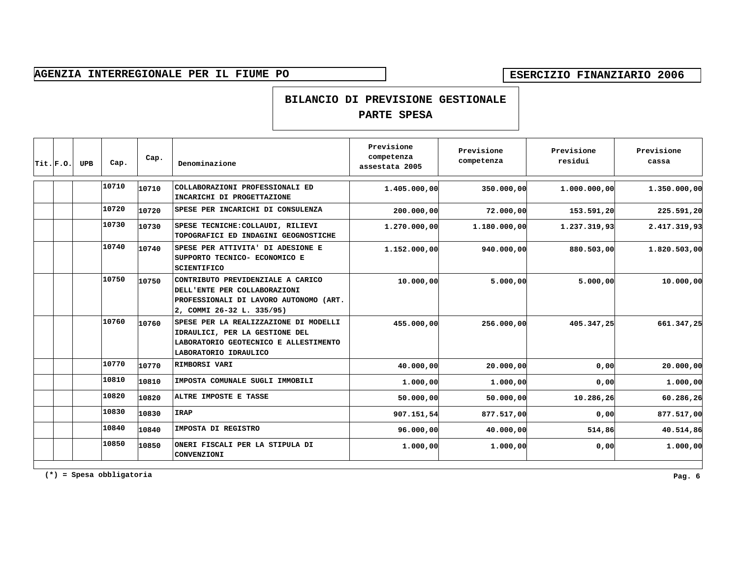AGENZIA INTERREGIONALE PER IL FIUME PO

ESERCIZIO FINANZIARIO 2006

## BILANCIO DI PREVISIONE GESTIONALE
## PARTE SPESA

| Tit. | F.O. | UPB | Cap. | Cap. | Denominazione | Previsione competenza assestata 2005 | Previsione competenza | Previsione residui | Previsione cassa |
|---|---|---|---|---|---|---|---|---|---|
| | | | 10710 | 10710 | COLLABORAZIONI PROFESSIONALI ED INCARICHI DI PROGETTAZIONE | 1.405.000,00 | 350.000,00 | 1.000.000,00 | 1.350.000,00 |
| | | | 10720 | 10720 | SPESE PER INCARICHI DI CONSULENZA | 200.000,00 | 72.000,00 | 153.591,20 | 225.591,20 |
| | | | 10730 | 10730 | SPESE TECNICHE:COLLAUDI, RILIEVI TOPOGRAFICI ED INDAGINI GEOGNOSTICHE | 1.270.000,00 | 1.180.000,00 | 1.237.319,93 | 2.417.319,93 |
| | | | 10740 | 10740 | SPESE PER ATTIVITA' DI ADESIONE E SUPPORTO TECNICO- ECONOMICO E SCIENTIFICO | 1.152.000,00 | 940.000,00 | 880.503,00 | 1.820.503,00 |
| | | | 10750 | 10750 | CONTRIBUTO PREVIDENZIALE A CARICO DELL'ENTE PER COLLABORAZIONI PROFESSIONALI DI LAVORO AUTONOMO (ART. 2, COMMI 26-32 L. 335/95) | 10.000,00 | 5.000,00 | 5.000,00 | 10.000,00 |
| | | | 10760 | 10760 | SPESE PER LA REALIZZAZIONE DI MODELLI IDRAULICI, PER LA GESTIONE DEL LABORATORIO GEOTECNICO E ALLESTIMENTO LABORATORIO IDRAULICO | 455.000,00 | 256.000,00 | 405.347,25 | 661.347,25 |
| | | | 10770 | 10770 | RIMBORSI VARI | 40.000,00 | 20.000,00 | 0,00 | 20.000,00 |
| | | | 10810 | 10810 | IMPOSTA COMUNALE SUGLI IMMOBILI | 1.000,00 | 1.000,00 | 0,00 | 1.000,00 |
| | | | 10820 | 10820 | ALTRE IMPOSTE E TASSE | 50.000,00 | 50.000,00 | 10.286,26 | 60.286,26 |
| | | | 10830 | 10830 | IRAP | 907.151,54 | 877.517,00 | 0,00 | 877.517,00 |
| | | | 10840 | 10840 | IMPOSTA DI REGISTRO | 96.000,00 | 40.000,00 | 514,86 | 40.514,86 |
| | | | 10850 | 10850 | ONERI FISCALI PER LA STIPULA DI CONVENZIONI | 1.000,00 | 1.000,00 | 0,00 | 1.000,00 |

(*) = Spesa obbligatoria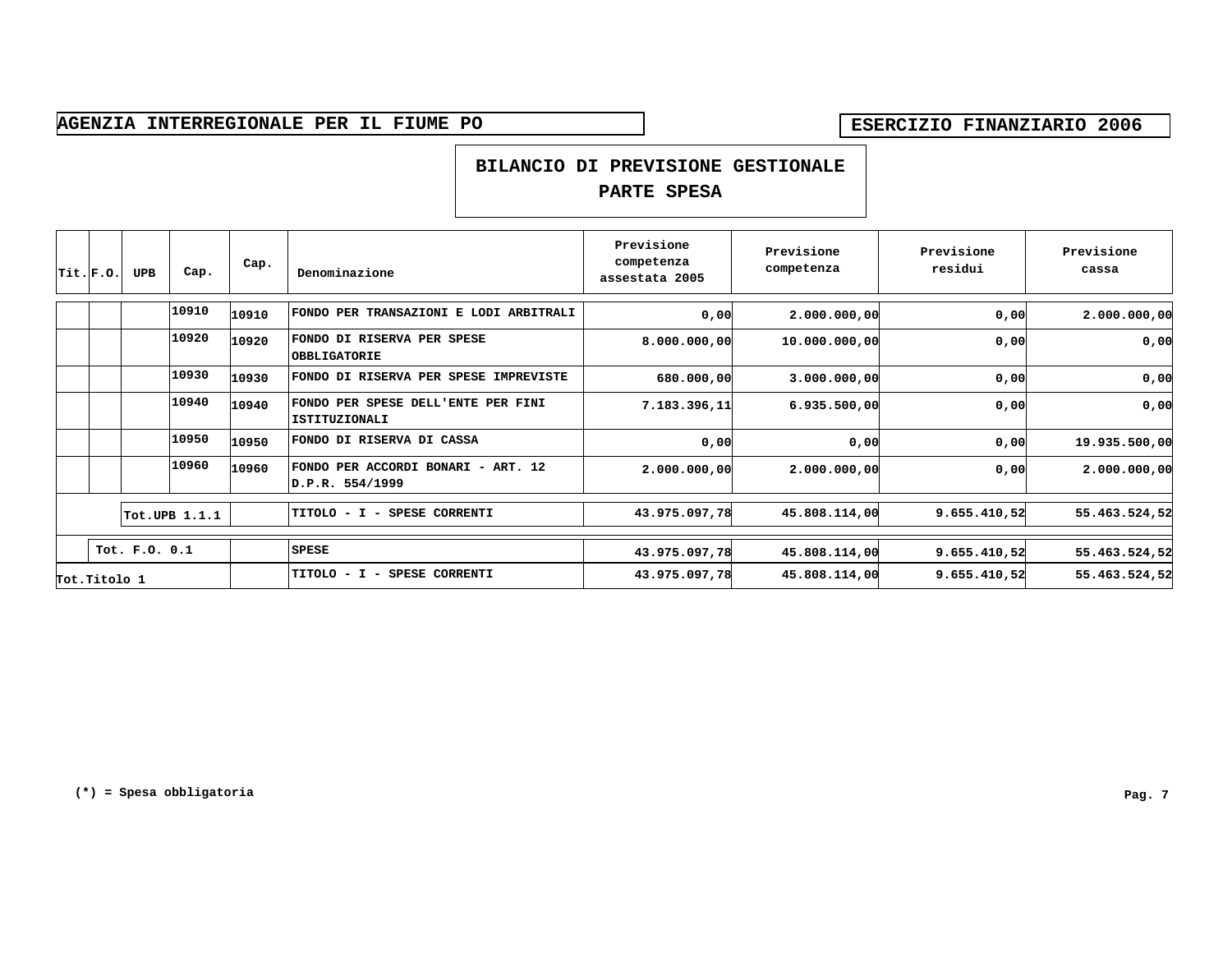AGENZIA INTERREGIONALE PER IL FIUME PO

ESERCIZIO FINANZIARIO 2006

## BILANCIO DI PREVISIONE GESTIONALE
## PARTE SPESA

| Tit. | F.O. | UPB | Cap. | Cap. | Denominazione | Previsione competenza assestata 2005 | Previsione competenza | Previsione residui | Previsione cassa |
|---|---|---|---|---|---|---|---|---|---|
| | | | 10910 | 10910 | FONDO PER TRANSAZIONI E LODI ARBITRALI | 0,00 | 2.000.000,00 | 0,00 | 2.000.000,00 |
| | | | 10920 | 10920 | FONDO DI RISERVA PER SPESE OBBLIGATORIE | 8.000.000,00 | 10.000.000,00 | 0,00 | 0,00 |
| | | | 10930 | 10930 | FONDO DI RISERVA PER SPESE IMPREVISTE | 680.000,00 | 3.000.000,00 | 0,00 | 0,00 |
| | | | 10940 | 10940 | FONDO PER SPESE DELL'ENTE PER FINI ISTITUZIONALI | 7.183.396,11 | 6.935.500,00 | 0,00 | 0,00 |
| | | | 10950 | 10950 | FONDO DI RISERVA DI CASSA | 0,00 | 0,00 | 0,00 | 19.935.500,00 |
| | | | 10960 | 10960 | FONDO PER ACCORDI BONARI - ART. 12 D.P.R. 554/1999 | 2.000.000,00 | 2.000.000,00 | 0,00 | 2.000.000,00 |
| | | Tot.UPB 1.1.1 | | | TITOLO - I - SPESE CORRENTI | 43.975.097,78 | 45.808.114,00 | 9.655.410,52 | 55.463.524,52 |
| | Tot. F.O. 0.1 | | | | SPESE | 43.975.097,78 | 45.808.114,00 | 9.655.410,52 | 55.463.524,52 |
| Tot.Titolo 1 | | | | | TITOLO - I - SPESE CORRENTI | 43.975.097,78 | 45.808.114,00 | 9.655.410,52 | 55.463.524,52 |

(*) = Spesa obbligatoria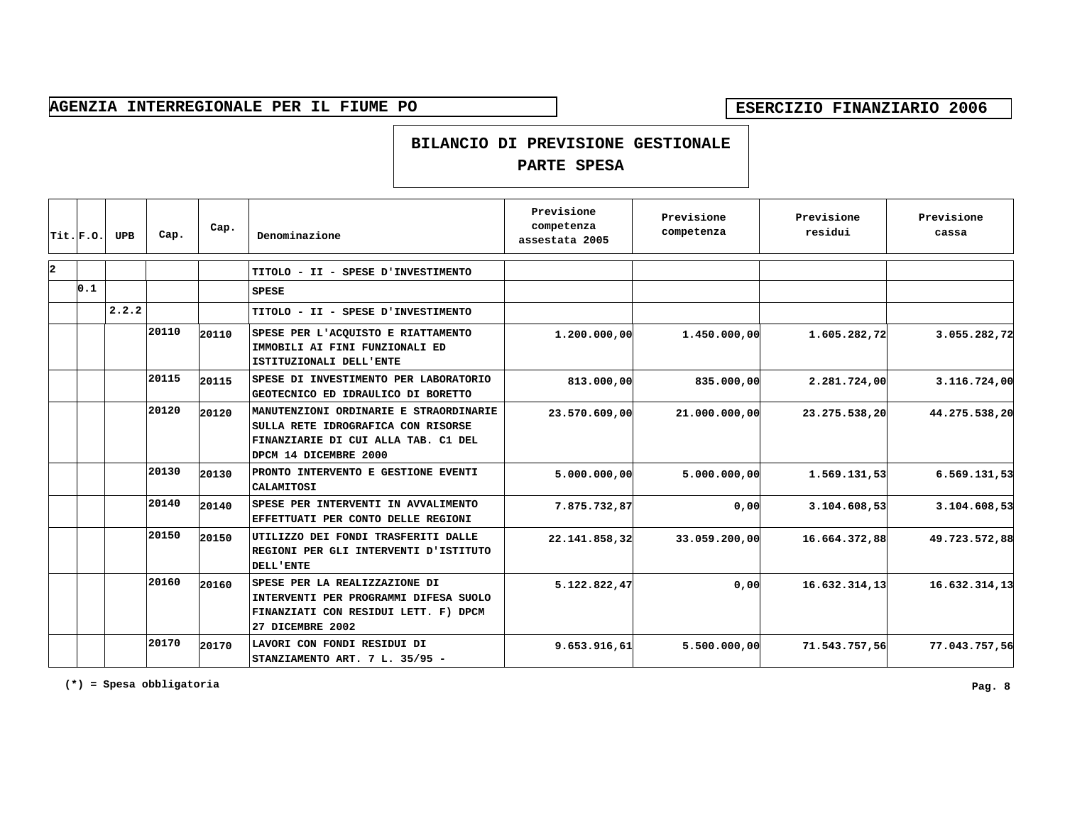AGENZIA INTERREGIONALE PER IL FIUME PO

ESERCIZIO FINANZIARIO 2006

## BILANCIO DI PREVISIONE GESTIONALE
## PARTE SPESA

| Tit. | F.O. | UPB | Cap. | Cap. | Denominazione | Previsione competenza assestata 2005 | Previsione competenza | Previsione residui | Previsione cassa |
|---|---|---|---|---|---|---|---|---|---|
| 2 | | | | | TITOLO - II - SPESE D'INVESTIMENTO | | | | |
| | 0.1 | | | | SPESE | | | | |
| | | 2.2.2 | | | TITOLO - II - SPESE D'INVESTIMENTO | | | | |
| | | | 20110 | 20110 | SPESE PER L'ACQUISTO E RIATTAMENTO IMMOBILI AI FINI FUNZIONALI ED ISTITUZIONALI DELL'ENTE | 1.200.000,00 | 1.450.000,00 | 1.605.282,72 | 3.055.282,72 |
| | | | 20115 | 20115 | SPESE DI INVESTIMENTO PER LABORATORIO GEOTECNICO ED IDRAULICO DI BORETTO | 813.000,00 | 835.000,00 | 2.281.724,00 | 3.116.724,00 |
| | | | 20120 | 20120 | MANUTENZIONI ORDINARIE E STRAORDINARIE SULLA RETE IDROGRAFICA CON RISORSE FINANZIARIE DI CUI ALLA TAB. C1 DEL DPCM 14 DICEMBRE 2000 | 23.570.609,00 | 21.000.000,00 | 23.275.538,20 | 44.275.538,20 |
| | | | 20130 | 20130 | PRONTO INTERVENTO E GESTIONE EVENTI CALAMITOSI | 5.000.000,00 | 5.000.000,00 | 1.569.131,53 | 6.569.131,53 |
| | | | 20140 | 20140 | SPESE PER INTERVENTI IN AVVALIMENTO EFFETTUATI PER CONTO DELLE REGIONI | 7.875.732,87 | 0,00 | 3.104.608,53 | 3.104.608,53 |
| | | | 20150 | 20150 | UTILIZZO DEI FONDI TRASFERITI DALLE REGIONI PER GLI INTERVENTI D'ISTITUTO DELL'ENTE | 22.141.858,32 | 33.059.200,00 | 16.664.372,88 | 49.723.572,88 |
| | | | 20160 | 20160 | SPESE PER LA REALIZZAZIONE DI INTERVENTI PER PROGRAMMI DIFESA SUOLO FINANZIATI CON RESIDUI LETT. F) DPCM 27 DICEMBRE 2002 | 5.122.822,47 | 0,00 | 16.632.314,13 | 16.632.314,13 |
| | | | 20170 | 20170 | LAVORI CON FONDI RESIDUI DI STANZIAMENTO ART. 7 L. 35/95 - | 9.653.916,61 | 5.500.000,00 | 71.543.757,56 | 77.043.757,56 |

(*) = Spesa obbligatoria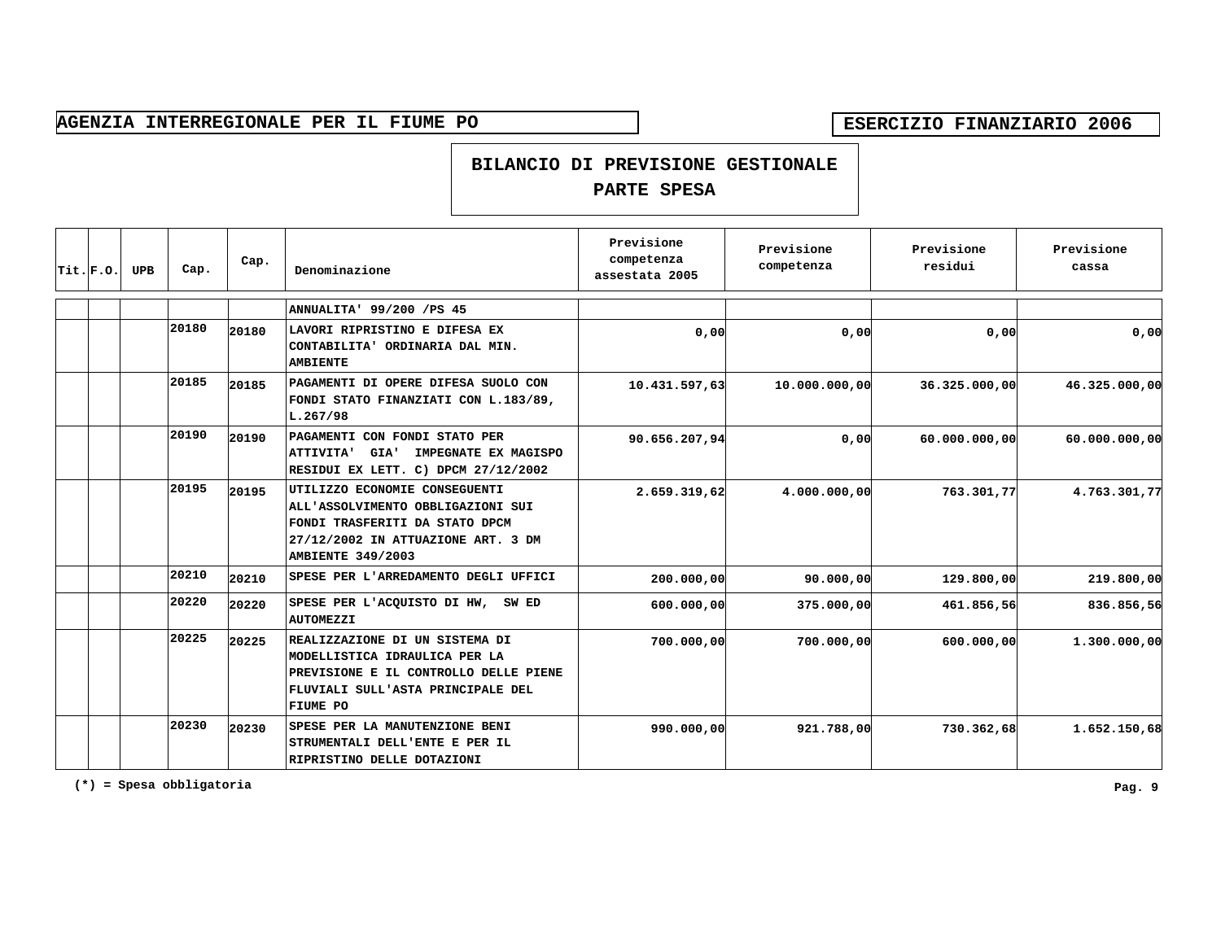AGENZIA INTERREGIONALE PER IL FIUME PO

ESERCIZIO FINANZIARIO 2006

## BILANCIO DI PREVISIONE GESTIONALE
## PARTE SPESA

| Tit. | F.O. | UPB | Cap. | Cap. | Denominazione | Previsione competenza assestata 2005 | Previsione competenza | Previsione residui | Previsione cassa |
|---|---|---|---|---|---|---|---|---|---|
| | | | | | ANNUALITA' 99/200 /PS 45 | | | | |
| | | | 20180 | 20180 | LAVORI RIPRISTINO E DIFESA EX CONTABILITA' ORDINARIA DAL MIN. AMBIENTE | 0,00 | 0,00 | 0,00 | 0,00 |
| | | | 20185 | 20185 | PAGAMENTI DI OPERE DIFESA SUOLO CON FONDI STATO FINANZIATI CON L.183/89, L.267/98 | 10.431.597,63 | 10.000.000,00 | 36.325.000,00 | 46.325.000,00 |
| | | | 20190 | 20190 | PAGAMENTI CON FONDI STATO PER ATTIVITA' GIA' IMPEGNATE EX MAGISPO RESIDUI EX LETT. C) DPCM 27/12/2002 | 90.656.207,94 | 0,00 | 60.000.000,00 | 60.000.000,00 |
| | | | 20195 | 20195 | UTILIZZO ECONOMIE CONSEGUENTI ALL'ASSOLVIMENTO OBBLIGAZIONI SUI FONDI TRASFERITI DA STATO DPCM 27/12/2002 IN ATTUAZIONE ART. 3 DM AMBIENTE 349/2003 | 2.659.319,62 | 4.000.000,00 | 763.301,77 | 4.763.301,77 |
| | | | 20210 | 20210 | SPESE PER L'ARREDAMENTO DEGLI UFFICI | 200.000,00 | 90.000,00 | 129.800,00 | 219.800,00 |
| | | | 20220 | 20220 | SPESE PER L'ACQUISTO DI HW, SW ED AUTOMEZZI | 600.000,00 | 375.000,00 | 461.856,56 | 836.856,56 |
| | | | 20225 | 20225 | REALIZZAZIONE DI UN SISTEMA DI MODELLISTICA IDRAULICA PER LA PREVISIONE E IL CONTROLLO DELLE PIENE FLUVIALI SULL'ASTA PRINCIPALE DEL FIUME PO | 700.000,00 | 700.000,00 | 600.000,00 | 1.300.000,00 |
| | | | 20230 | 20230 | SPESE PER LA MANUTENZIONE BENI STRUMENTALI DELL'ENTE E PER IL RIPRISTINO DELLE DOTAZIONI | 990.000,00 | 921.788,00 | 730.362,68 | 1.652.150,68 |

(*) = Spesa obbligatoria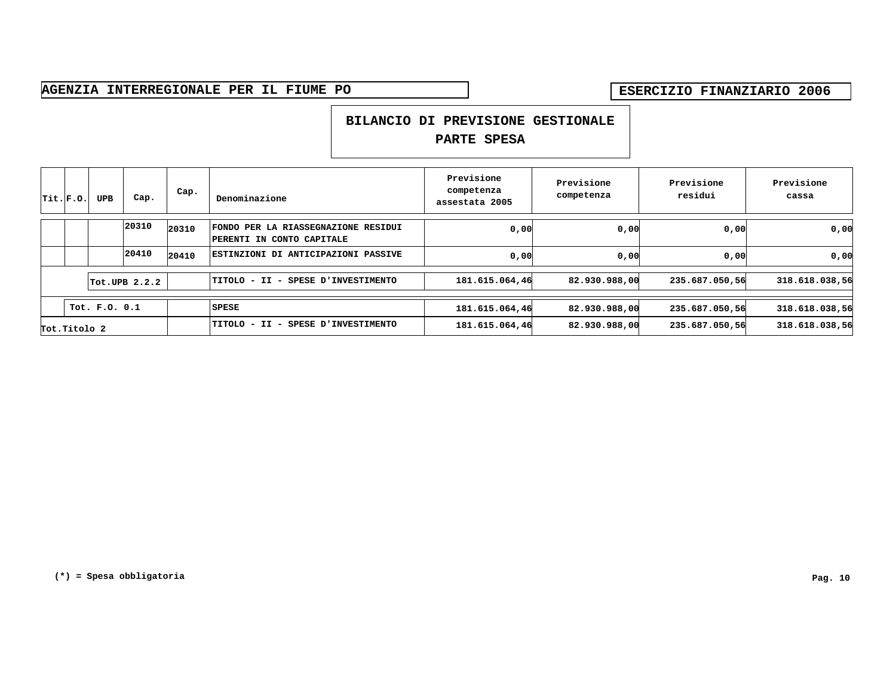AGENZIA INTERREGIONALE PER IL FIUME PO

ESERCIZIO FINANZIARIO 2006

**BILANCIO DI PREVISIONE GESTIONALE**
**PARTE SPESA**

| Tit. | F.O. | UPB | Cap. | Cap. | Denominazione | Previsione competenza assestata 2005 | Previsione competenza | Previsione residui | Previsione cassa |
|---|---|---|---|---|---|---|---|---|---|
| | | | 20310 | 20310 | FONDO PER LA RIASSEGNAZIONE RESIDUI PERENTI IN CONTO CAPITALE | 0,00 | 0,00 | 0,00 | 0,00 |
| | | | 20410 | 20410 | ESTINZIONI DI ANTICIPAZIONI PASSIVE | 0,00 | 0,00 | 0,00 | 0,00 |
| | | Tot.UPB 2.2.2 | | | TITOLO - II - SPESE D'INVESTIMENTO | 181.615.064,46 | 82.930.988,00 | 235.687.050,56 | 318.618.038,56 |
| | Tot. F.O. 0.1 | | | | SPESE | 181.615.064,46 | 82.930.988,00 | 235.687.050,56 | 318.618.038,56 |
| Tot.Titolo 2 | | | | | TITOLO - II - SPESE D'INVESTIMENTO | 181.615.064,46 | 82.930.988,00 | 235.687.050,56 | 318.618.038,56 |

(*) = Spesa obbligatoria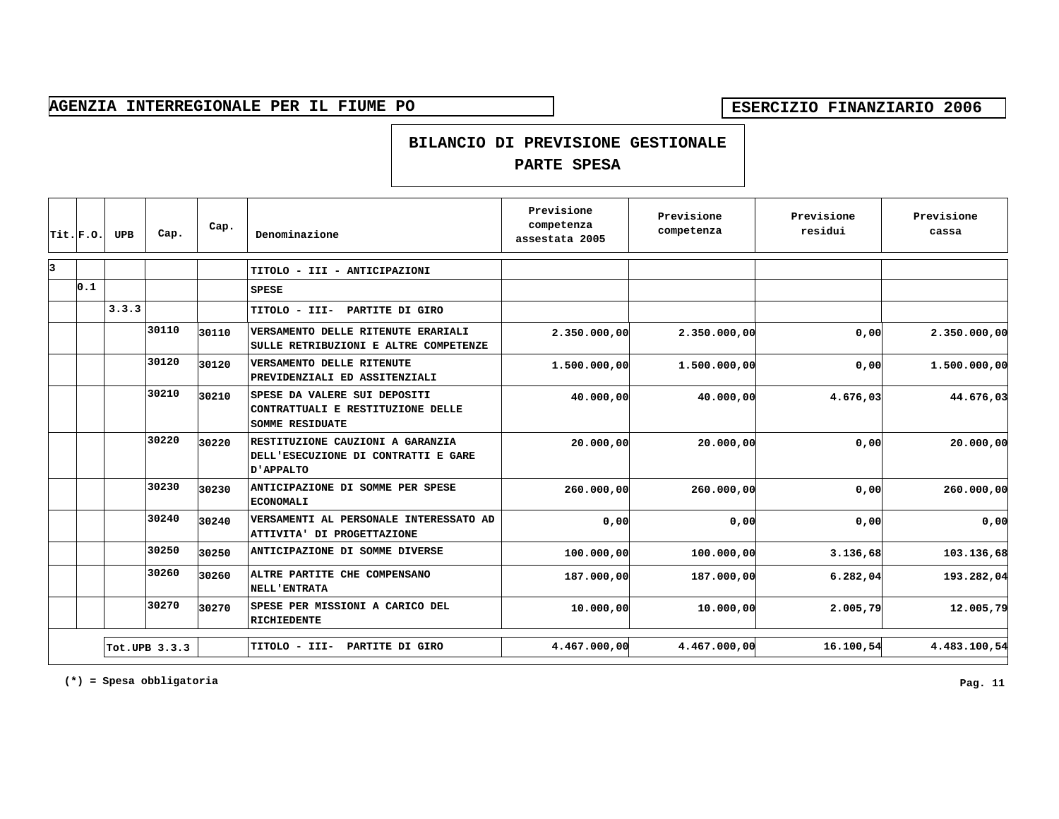**AGENZIA INTERREGIONALE PER IL FIUME PO**

**ESERCIZIO FINANZIARIO 2006**

## BILANCIO DI PREVISIONE GESTIONALE
## PARTE SPESA

| Tit. | F.O. | UPB | Cap. | Cap. | Denominazione | Previsione competenza assestata 2005 | Previsione competenza | Previsione residui | Previsione cassa |
|---|---|---|---|---|---|---|---|---|---|
| 3 | | | | | TITOLO - III - ANTICIPAZIONI | | | | |
| | 0.1 | | | | SPESE | | | | |
| | | 3.3.3 | | | TITOLO - III- PARTITE DI GIRO | | | | |
| | | | 30110 | 30110 | VERSAMENTO DELLE RITENUTE ERARIALI SULLE RETRIBUZIONI E ALTRE COMPETENZE | 2.350.000,00 | 2.350.000,00 | 0,00 | 2.350.000,00 |
| | | | 30120 | 30120 | VERSAMENTO DELLE RITENUTE PREVIDENZIALI ED ASSITENZIALI | 1.500.000,00 | 1.500.000,00 | 0,00 | 1.500.000,00 |
| | | | 30210 | 30210 | SPESE DA VALERE SUI DEPOSITI CONTRATTUALI E RESTITUZIONE DELLE SOMME RESIDUATE | 40.000,00 | 40.000,00 | 4.676,03 | 44.676,03 |
| | | | 30220 | 30220 | RESTITUZIONE CAUZIONI A GARANZIA DELL'ESECUZIONE DI CONTRATTI E GARE D'APPALTO | 20.000,00 | 20.000,00 | 0,00 | 20.000,00 |
| | | | 30230 | 30230 | ANTICIPAZIONE DI SOMME PER SPESE ECONOMALI | 260.000,00 | 260.000,00 | 0,00 | 260.000,00 |
| | | | 30240 | 30240 | VERSAMENTI AL PERSONALE INTERESSATO AD ATTIVITA' DI PROGETTAZIONE | 0,00 | 0,00 | 0,00 | 0,00 |
| | | | 30250 | 30250 | ANTICIPAZIONE DI SOMME DIVERSE | 100.000,00 | 100.000,00 | 3.136,68 | 103.136,68 |
| | | | 30260 | 30260 | ALTRE PARTITE CHE COMPENSANO NELL'ENTRATA | 187.000,00 | 187.000,00 | 6.282,04 | 193.282,04 |
| | | | 30270 | 30270 | SPESE PER MISSIONI A CARICO DEL RICHIEDENTE | 10.000,00 | 10.000,00 | 2.005,79 | 12.005,79 |
| | | Tot.UPB 3.3.3 | | | TITOLO - III- PARTITE DI GIRO | 4.467.000,00 | 4.467.000,00 | 16.100,54 | 4.483.100,54 |

(*) = Spesa obbligatoria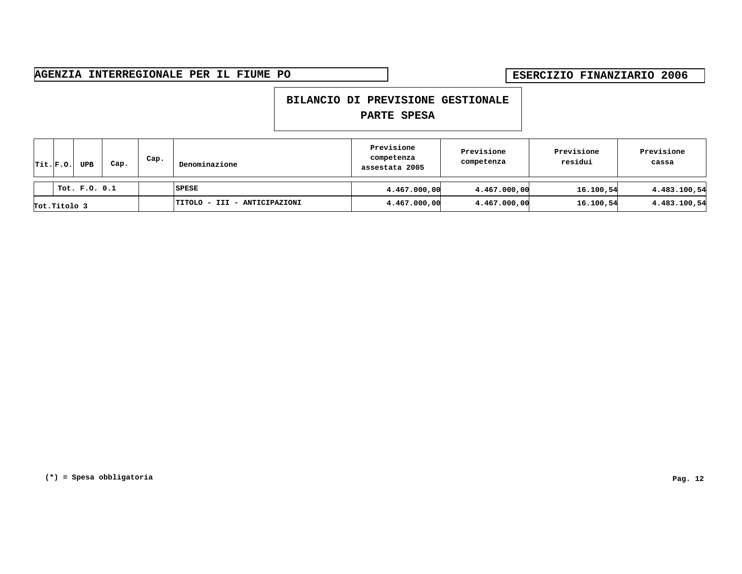**AGENZIA INTERREGIONALE PER IL FIUME PO**

**ESERCIZIO FINANZIARIO 2006**

# BILANCIO DI PREVISIONE GESTIONALE
## PARTE SPESA

| Tit. | F.O. | UPB | Cap. | Cap. | Denominazione | Previsione competenza assestata 2005 | Previsione competenza | Previsione residui | Previsione cassa |
|---|---|---|---|---|---|---|---|---|---|
| | Tot. F.O. 0.1 | | | | SPESE | 4.467.000,00 | 4.467.000,00 | 16.100,54 | 4.483.100,54 |
| Tot.Titolo 3 | | | | | TITOLO - III - ANTICIPAZIONI | 4.467.000,00 | 4.467.000,00 | 16.100,54 | 4.483.100,54 |

(*) = Spesa obbligatoria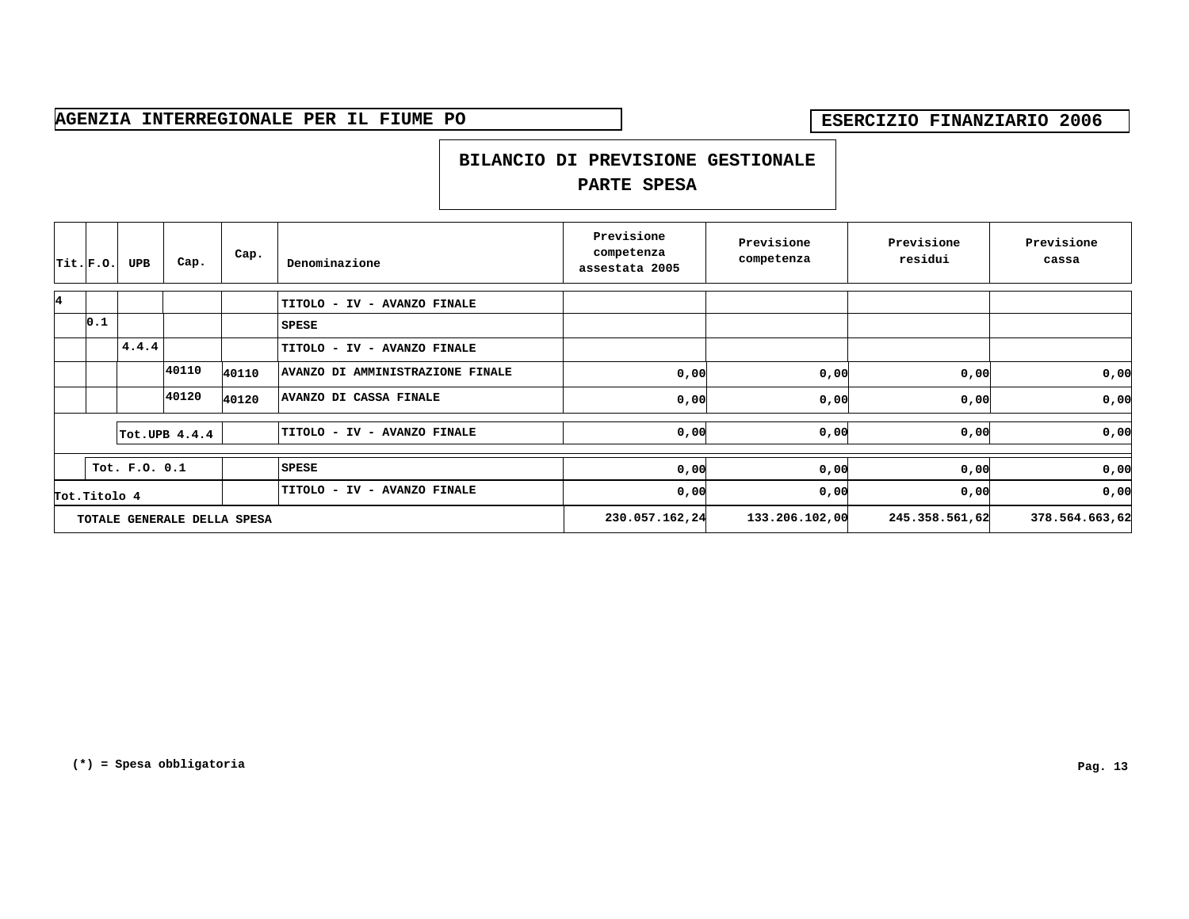AGENZIA INTERREGIONALE PER IL FIUME PO

ESERCIZIO FINANZIARIO 2006

## BILANCIO DI PREVISIONE GESTIONALE
## PARTE SPESA

| Tit. | F.O. | UPB | Cap. | Cap. | Denominazione | Previsione competenza assestata 2005 | Previsione competenza | Previsione residui | Previsione cassa |
|---|---|---|---|---|---|---|---|---|---|
| 4 | | | | | TITOLO - IV - AVANZO FINALE | | | | |
| | 0.1 | | | | SPESE | | | | |
| | | 4.4.4 | | | TITOLO - IV - AVANZO FINALE | | | | |
| | | | 40110 | 40110 | AVANZO DI AMMINISTRAZIONE FINALE | 0,00 | 0,00 | 0,00 | 0,00 |
| | | | 40120 | 40120 | AVANZO DI CASSA FINALE | 0,00 | 0,00 | 0,00 | 0,00 |
| | | Tot.UPB 4.4.4 | | | TITOLO - IV - AVANZO FINALE | 0,00 | 0,00 | 0,00 | 0,00 |
| | Tot. F.O. 0.1 | | | | SPESE | 0,00 | 0,00 | 0,00 | 0,00 |
| Tot.Titolo 4 | | | | | TITOLO - IV - AVANZO FINALE | 0,00 | 0,00 | 0,00 | 0,00 |
| TOTALE GENERALE DELLA SPESA | | | | | | 230.057.162,24 | 133.206.102,00 | 245.358.561,62 | 378.564.663,62 |

(*) = Spesa obbligatoria